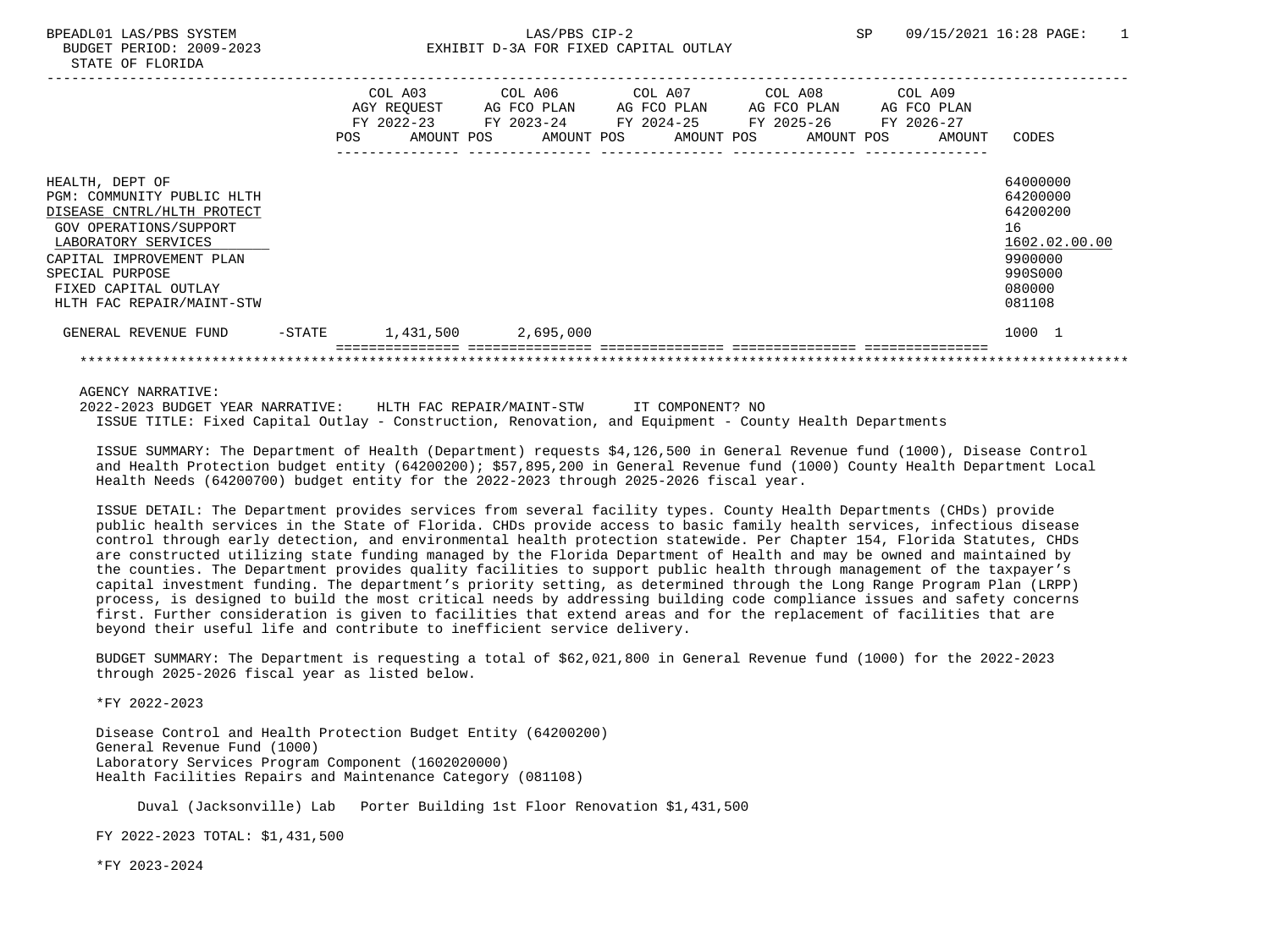BPEADL01 LAS/PBS SYSTEM LAS/PBS CIP-2 SP 09/15/2021 16:28

BUDGET PERIOD: 2009-2023 EXHIBIT D-3A FOR FIXED CAPITAL OUTLAY

STATE OF FLORIDA

| | COL A03 AGY REQUEST FY 2022-23 POS AMOUNT | COL A06 AG FCO PLAN FY 2023-24 POS AMOUNT | COL A07 AG FCO PLAN FY 2024-25 POS AMOUNT | COL A08 AG FCO PLAN FY 2025-26 POS AMOUNT | COL A09 AG FCO PLAN FY 2026-27 POS AMOUNT | CODES |
|---|---|---|---|---|---|---|
| HEALTH, DEPT OF | | | | | | 64000000 |
| PGM: COMMUNITY PUBLIC HLTH | | | | | | 64200000 |
| DISEASE CNTRL/HLTH PROTECT | | | | | | 64200200 |
| GOV OPERATIONS/SUPPORT | | | | | | 16 |
| LABORATORY SERVICES | | | | | | 1602.02.00.00 |
| CAPITAL IMPROVEMENT PLAN | | | | | | 9900000 |
| SPECIAL PURPOSE | | | | | | 990S000 |
| FIXED CAPITAL OUTLAY | | | | | | 080000 |
| HLTH FAC REPAIR/MAINT-STW | | | | | | 081108 |
| GENERAL REVENUE FUND -STATE | 1,431,500 | 2,695,000 | | | | 1000 1 |

AGENCY NARRATIVE:

2022-2023 BUDGET YEAR NARRATIVE: HLTH FAC REPAIR/MAINT-STW IT COMPONENT? NO

ISSUE TITLE: Fixed Capital Outlay - Construction, Renovation, and Equipment - County Health Departments

ISSUE SUMMARY: The Department of Health (Department) requests $4,126,500 in General Revenue fund (1000), Disease Control and Health Protection budget entity (64200200); $57,895,200 in General Revenue fund (1000) County Health Department Local Health Needs (64200700) budget entity for the 2022-2023 through 2025-2026 fiscal year.

ISSUE DETAIL: The Department provides services from several facility types. County Health Departments (CHDs) provide public health services in the State of Florida. CHDs provide access to basic family health services, infectious disease control through early detection, and environmental health protection statewide. Per Chapter 154, Florida Statutes, CHDs are constructed utilizing state funding managed by the Florida Department of Health and may be owned and maintained by the counties. The Department provides quality facilities to support public health through management of the taxpayer's capital investment funding. The department's priority setting, as determined through the Long Range Program Plan (LRPP) process, is designed to build the most critical needs by addressing building code compliance issues and safety concerns first. Further consideration is given to facilities that extend areas and for the replacement of facilities that are beyond their useful life and contribute to inefficient service delivery.

BUDGET SUMMARY: The Department is requesting a total of $62,021,800 in General Revenue fund (1000) for the 2022-2023 through 2025-2026 fiscal year as listed below.

*FY 2022-2023

Disease Control and Health Protection Budget Entity (64200200)
General Revenue Fund (1000)
Laboratory Services Program Component (1602020000)
Health Facilities Repairs and Maintenance Category (081108)

Duval (Jacksonville) Lab Porter Building 1st Floor Renovation $1,431,500

FY 2022-2023 TOTAL: $1,431,500

*FY 2023-2024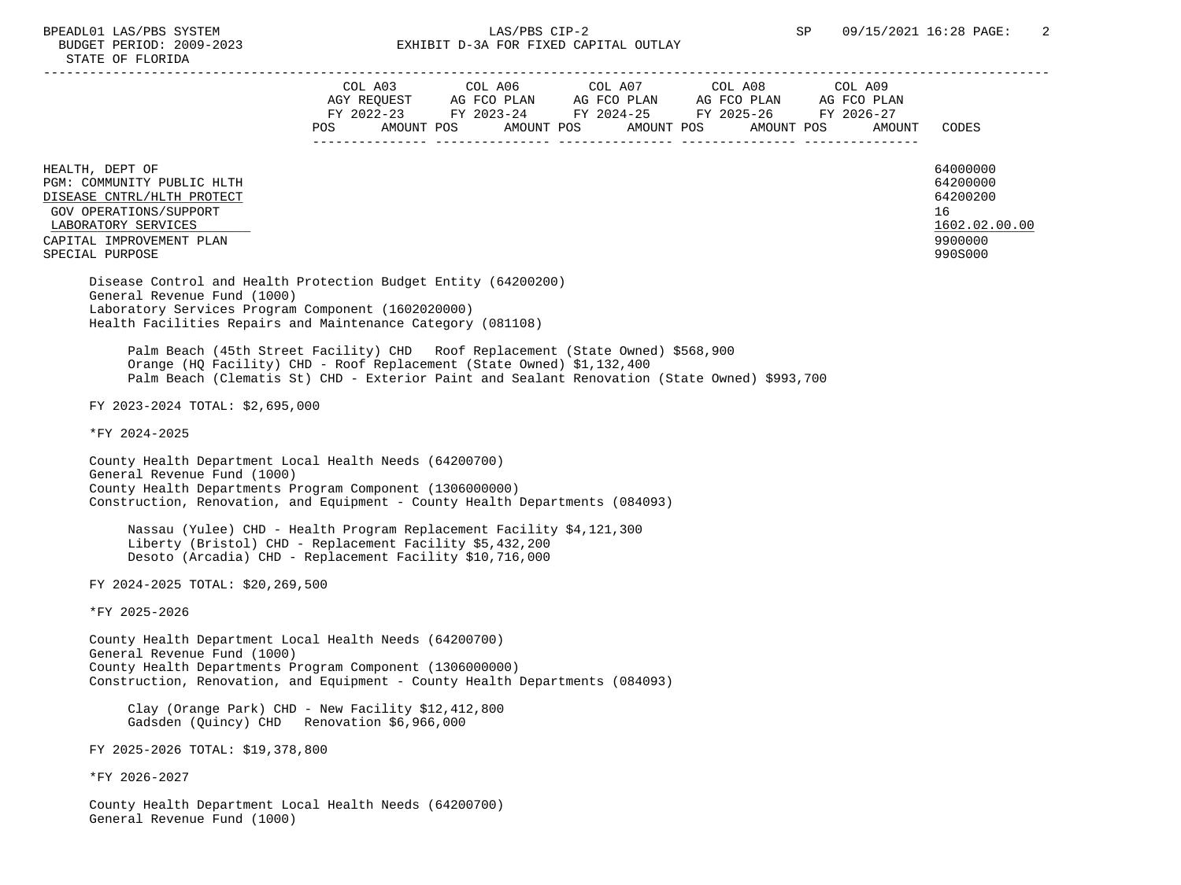| | COL A03 AGY REQUEST FY 2022-23 | | COL A06 AG FCO PLAN FY 2023-24 | | COL A07 AG FCO PLAN FY 2024-25 | | COL A08 AG FCO PLAN FY 2025-26 | | COL A09 AG FCO PLAN FY 2026-27 | | |
|---|---|---|---|---|---|---|---|---|---|---|---|
| | POS | AMOUNT | POS | AMOUNT | POS | AMOUNT | POS | AMOUNT | POS | AMOUNT | CODES |
| HEALTH, DEPT OF | | | | | | | | | | | 64000000 |
| PGM: COMMUNITY PUBLIC HLTH | | | | | | | | | | | 64200000 |
| DISEASE CNTRL/HLTH PROTECT | | | | | | | | | | | 64200200 |
| GOV OPERATIONS/SUPPORT | | | | | | | | | | | 16 |
| LABORATORY SERVICES | | | | | | | | | | | 1602.02.00.00 |
| CAPITAL IMPROVEMENT PLAN | | | | | | | | | | | 9900000 |
| SPECIAL PURPOSE | | | | | | | | | | | 990S000 |

Disease Control and Health Protection Budget Entity (64200200)
General Revenue Fund (1000)
Laboratory Services Program Component (1602020000)
Health Facilities Repairs and Maintenance Category (081108)

Palm Beach (45th Street Facility) CHD   Roof Replacement (State Owned) $568,900
Orange (HQ Facility) CHD - Roof Replacement (State Owned) $1,132,400
Palm Beach (Clematis St) CHD - Exterior Paint and Sealant Renovation (State Owned) $993,700

FY 2023-2024 TOTAL: $2,695,000

*FY 2024-2025

County Health Department Local Health Needs (64200700)
General Revenue Fund (1000)
County Health Departments Program Component (1306000000)
Construction, Renovation, and Equipment - County Health Departments (084093)

Nassau (Yulee) CHD - Health Program Replacement Facility $4,121,300
Liberty (Bristol) CHD - Replacement Facility $5,432,200
Desoto (Arcadia) CHD - Replacement Facility $10,716,000

FY 2024-2025 TOTAL: $20,269,500

*FY 2025-2026

County Health Department Local Health Needs (64200700)
General Revenue Fund (1000)
County Health Departments Program Component (1306000000)
Construction, Renovation, and Equipment - County Health Departments (084093)

Clay (Orange Park) CHD - New Facility $12,412,800
Gadsden (Quincy) CHD   Renovation $6,966,000

FY 2025-2026 TOTAL: $19,378,800

*FY 2026-2027

County Health Department Local Health Needs (64200700)
General Revenue Fund (1000)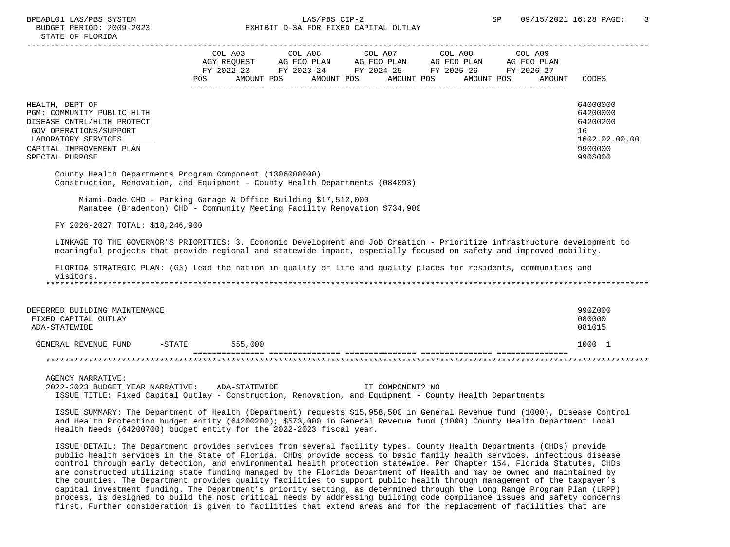| | COL A03 AGY REQUEST FY 2022-23 | | COL A06 AG FCO PLAN FY 2023-24 | | COL A07 AG FCO PLAN FY 2024-25 | | COL A08 AG FCO PLAN FY 2025-26 | | COL A09 AG FCO PLAN FY 2026-27 | | |
|---|---|---|---|---|---|---|---|---|---|---|---|
| | POS | AMOUNT | POS | AMOUNT | POS | AMOUNT | POS | AMOUNT | POS | AMOUNT | CODES |
| HEALTH, DEPT OF | | | | | | | | | | | 64000000 |
| PGM: COMMUNITY PUBLIC HLTH | | | | | | | | | | | 64200000 |
| DISEASE CNTRL/HLTH PROTECT | | | | | | | | | | | 64200200 |
| GOV OPERATIONS/SUPPORT | | | | | | | | | | | 16 |
| LABORATORY SERVICES | | | | | | | | | | | 1602.02.00.00 |
| CAPITAL IMPROVEMENT PLAN | | | | | | | | | | | 9900000 |
| SPECIAL PURPOSE | | | | | | | | | | | 990S000 |

County Health Departments Program Component (1306000000)
Construction, Renovation, and Equipment - County Health Departments (084093)

Miami-Dade CHD - Parking Garage & Office Building $17,512,000
Manatee (Bradenton) CHD - Community Meeting Facility Renovation $734,900

FY 2026-2027 TOTAL: $18,246,900

LINKAGE TO THE GOVERNOR'S PRIORITIES: 3. Economic Development and Job Creation - Prioritize infrastructure development to meaningful projects that provide regional and statewide impact, especially focused on safety and improved mobility.

FLORIDA STRATEGIC PLAN: (G3) Lead the nation in quality of life and quality places for residents, communities and visitors.

***

| | COL A03 POS | COL A03 AMOUNT | COL A06 POS | COL A06 AMOUNT | COL A07 POS | COL A07 AMOUNT | COL A08 POS | COL A08 AMOUNT | COL A09 POS | COL A09 AMOUNT | CODES |
|---|---|---|---|---|---|---|---|---|---|---|---|
| DEFERRED BUILDING MAINTENANCE | | | | | | | | | | | 990Z000 |
| FIXED CAPITAL OUTLAY | | | | | | | | | | | 080000 |
| ADA-STATEWIDE | | | | | | | | | | | 081015 |
| GENERAL REVENUE FUND -STATE | | 555,000 | | | | | | | | | 1000 1 |

***

AGENCY NARRATIVE:
2022-2023 BUDGET YEAR NARRATIVE: ADA-STATEWIDE IT COMPONENT? NO
ISSUE TITLE: Fixed Capital Outlay - Construction, Renovation, and Equipment - County Health Departments

ISSUE SUMMARY: The Department of Health (Department) requests $15,958,500 in General Revenue fund (1000), Disease Control and Health Protection budget entity (64200200); $573,000 in General Revenue fund (1000) County Health Department Local Health Needs (64200700) budget entity for the 2022-2023 fiscal year.

ISSUE DETAIL: The Department provides services from several facility types. County Health Departments (CHDs) provide public health services in the State of Florida. CHDs provide access to basic family health services, infectious disease control through early detection, and environmental health protection statewide. Per Chapter 154, Florida Statutes, CHDs are constructed utilizing state funding managed by the Florida Department of Health and may be owned and maintained by the counties. The Department provides quality facilities to support public health through management of the taxpayer's capital investment funding. The Department's priority setting, as determined through the Long Range Program Plan (LRPP) process, is designed to build the most critical needs by addressing building code compliance issues and safety concerns first. Further consideration is given to facilities that extend areas and for the replacement of facilities that are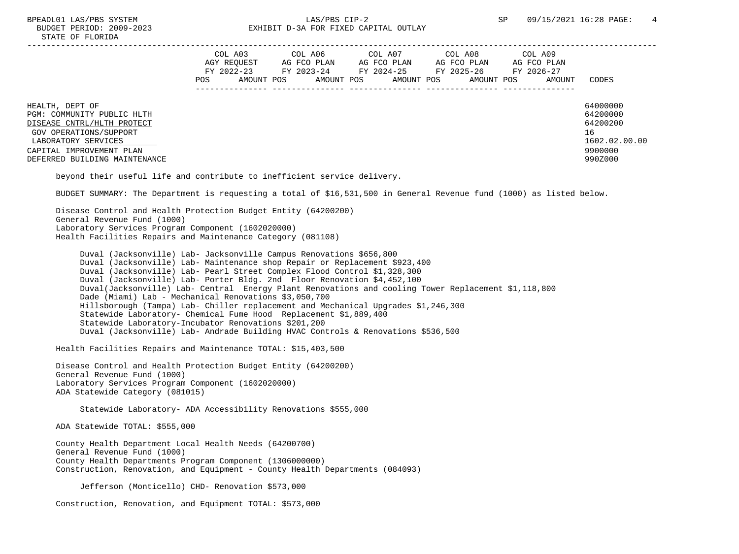STATE OF FLORIDA

| | COL A03 AGY REQUEST FY 2022-23 POS AMOUNT | COL A06 AG FCO PLAN FY 2023-24 POS AMOUNT | COL A07 AG FCO PLAN FY 2024-25 POS AMOUNT | COL A08 AG FCO PLAN FY 2025-26 POS AMOUNT | COL A09 AG FCO PLAN FY 2026-27 POS AMOUNT | CODES |
|---|---|---|---|---|---|---|
| HEALTH, DEPT OF | | | | | | 64000000 |
| PGM: COMMUNITY PUBLIC HLTH | | | | | | 64200000 |
| DISEASE CNTRL/HLTH PROTECT | | | | | | 64200200 |
| GOV OPERATIONS/SUPPORT | | | | | | 16 |
| LABORATORY SERVICES | | | | | | 1602.02.00.00 |
| CAPITAL IMPROVEMENT PLAN | | | | | | 9900000 |
| DEFERRED BUILDING MAINTENANCE | | | | | | 990Z000 |

beyond their useful life and contribute to inefficient service delivery.

BUDGET SUMMARY: The Department is requesting a total of $16,531,500 in General Revenue fund (1000) as listed below.

Disease Control and Health Protection Budget Entity (64200200)
General Revenue Fund (1000)
Laboratory Services Program Component (1602020000)
Health Facilities Repairs and Maintenance Category (081108)

- Duval (Jacksonville) Lab- Jacksonville Campus Renovations $656,800
- Duval (Jacksonville) Lab- Maintenance shop Repair or Replacement $923,400
- Duval (Jacksonville) Lab- Pearl Street Complex Flood Control $1,328,300
- Duval (Jacksonville) Lab- Porter Bldg. 2nd Floor Renovation $4,452,100
- Duval(Jacksonville) Lab- Central Energy Plant Renovations and cooling Tower Replacement $1,118,800
- Dade (Miami) Lab - Mechanical Renovations $3,050,700
- Hillsborough (Tampa) Lab- Chiller replacement and Mechanical Upgrades $1,246,300
- Statewide Laboratory- Chemical Fume Hood Replacement $1,889,400
- Statewide Laboratory-Incubator Renovations $201,200
- Duval (Jacksonville) Lab- Andrade Building HVAC Controls & Renovations $536,500

Health Facilities Repairs and Maintenance TOTAL: $15,403,500

Disease Control and Health Protection Budget Entity (64200200)
General Revenue Fund (1000)
Laboratory Services Program Component (1602020000)
ADA Statewide Category (081015)

- Statewide Laboratory- ADA Accessibility Renovations $555,000

ADA Statewide TOTAL: $555,000

County Health Department Local Health Needs (64200700)
General Revenue Fund (1000)
County Health Departments Program Component (1306000000)
Construction, Renovation, and Equipment - County Health Departments (084093)

- Jefferson (Monticello) CHD- Renovation $573,000

Construction, Renovation, and Equipment TOTAL: $573,000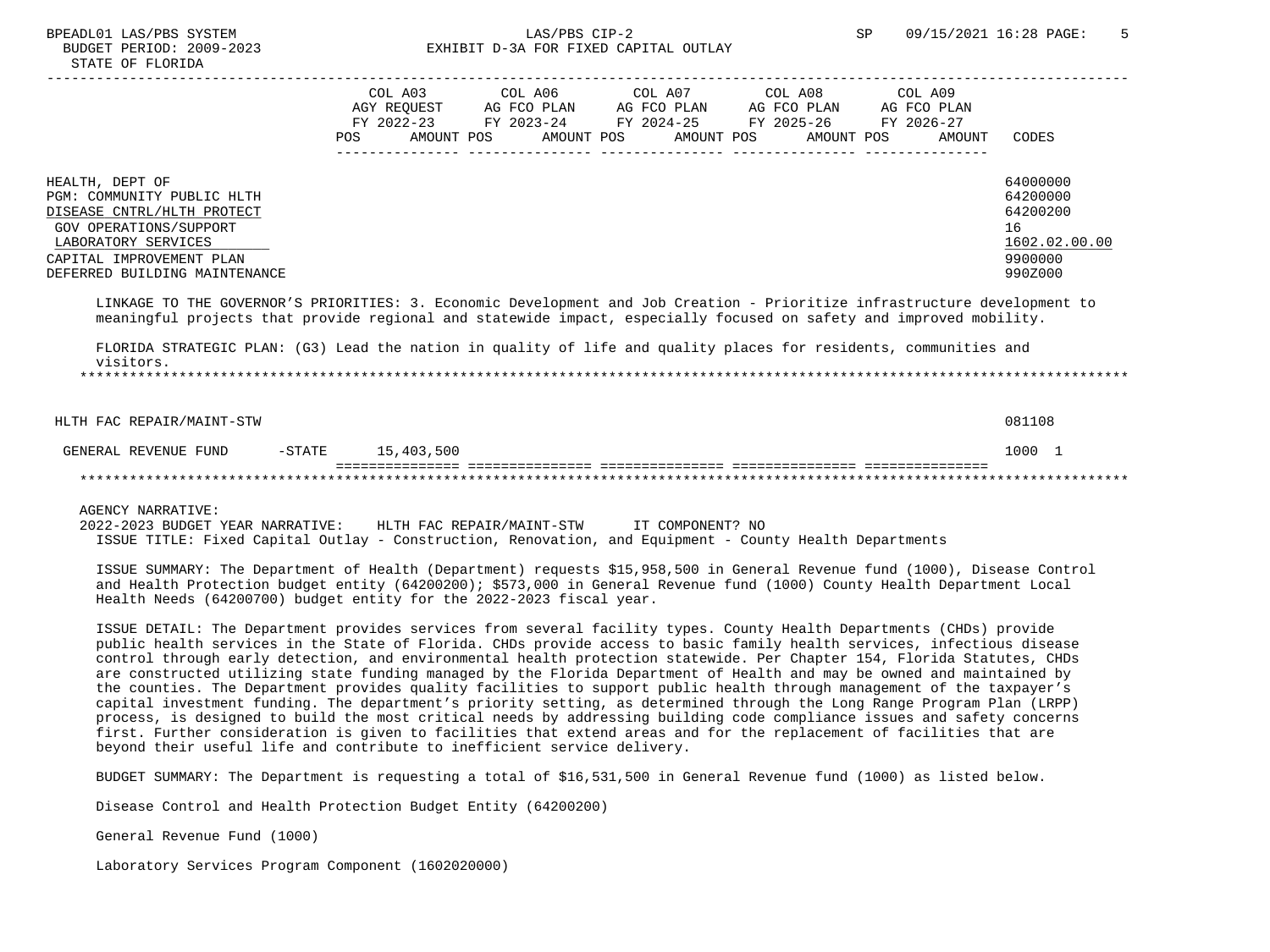| | COL A03 AGY REQUEST FY 2022-23 | | COL A06 AG FCO PLAN FY 2023-24 | | COL A07 AG FCO PLAN FY 2024-25 | | COL A08 AG FCO PLAN FY 2025-26 | | COL A09 AG FCO PLAN FY 2026-27 | | |
|---|---|---|---|---|---|---|---|---|---|---|---|
| | POS | AMOUNT | POS | AMOUNT | POS | AMOUNT | POS | AMOUNT | POS | AMOUNT | CODES |
| HEALTH, DEPT OF | | | | | | | | | | | 64000000 |
| PGM: COMMUNITY PUBLIC HLTH | | | | | | | | | | | 64200000 |
| DISEASE CNTRL/HLTH PROTECT | | | | | | | | | | | 64200200 |
| GOV OPERATIONS/SUPPORT | | | | | | | | | | | 16 |
| LABORATORY SERVICES | | | | | | | | | | | 1602.02.00.00 |
| CAPITAL IMPROVEMENT PLAN | | | | | | | | | | | 9900000 |
| DEFERRED BUILDING MAINTENANCE | | | | | | | | | | | 990Z000 |

LINKAGE TO THE GOVERNOR'S PRIORITIES: 3. Economic Development and Job Creation - Prioritize infrastructure development to meaningful projects that provide regional and statewide impact, especially focused on safety and improved mobility.

FLORIDA STRATEGIC PLAN: (G3) Lead the nation in quality of life and quality places for residents, communities and visitors.

| | COL A03 | COL A06 | COL A07 | COL A08 | COL A09 | CODES |
|---|---|---|---|---|---|---|
| HLTH FAC REPAIR/MAINT-STW | | | | | | 081108 |
| GENERAL REVENUE FUND -STATE | 15,403,500 | | | | | 1000 1 |

AGENCY NARRATIVE:

2022-2023 BUDGET YEAR NARRATIVE: HLTH FAC REPAIR/MAINT-STW IT COMPONENT? NO

ISSUE TITLE: Fixed Capital Outlay - Construction, Renovation, and Equipment - County Health Departments

ISSUE SUMMARY: The Department of Health (Department) requests $15,958,500 in General Revenue fund (1000), Disease Control and Health Protection budget entity (64200200); $573,000 in General Revenue fund (1000) County Health Department Local Health Needs (64200700) budget entity for the 2022-2023 fiscal year.

ISSUE DETAIL: The Department provides services from several facility types. County Health Departments (CHDs) provide public health services in the State of Florida. CHDs provide access to basic family health services, infectious disease control through early detection, and environmental health protection statewide. Per Chapter 154, Florida Statutes, CHDs are constructed utilizing state funding managed by the Florida Department of Health and may be owned and maintained by the counties. The Department provides quality facilities to support public health through management of the taxpayer's capital investment funding. The department's priority setting, as determined through the Long Range Program Plan (LRPP) process, is designed to build the most critical needs by addressing building code compliance issues and safety concerns first. Further consideration is given to facilities that extend areas and for the replacement of facilities that are beyond their useful life and contribute to inefficient service delivery.

BUDGET SUMMARY: The Department is requesting a total of $16,531,500 in General Revenue fund (1000) as listed below.

Disease Control and Health Protection Budget Entity (64200200)

General Revenue Fund (1000)

Laboratory Services Program Component (1602020000)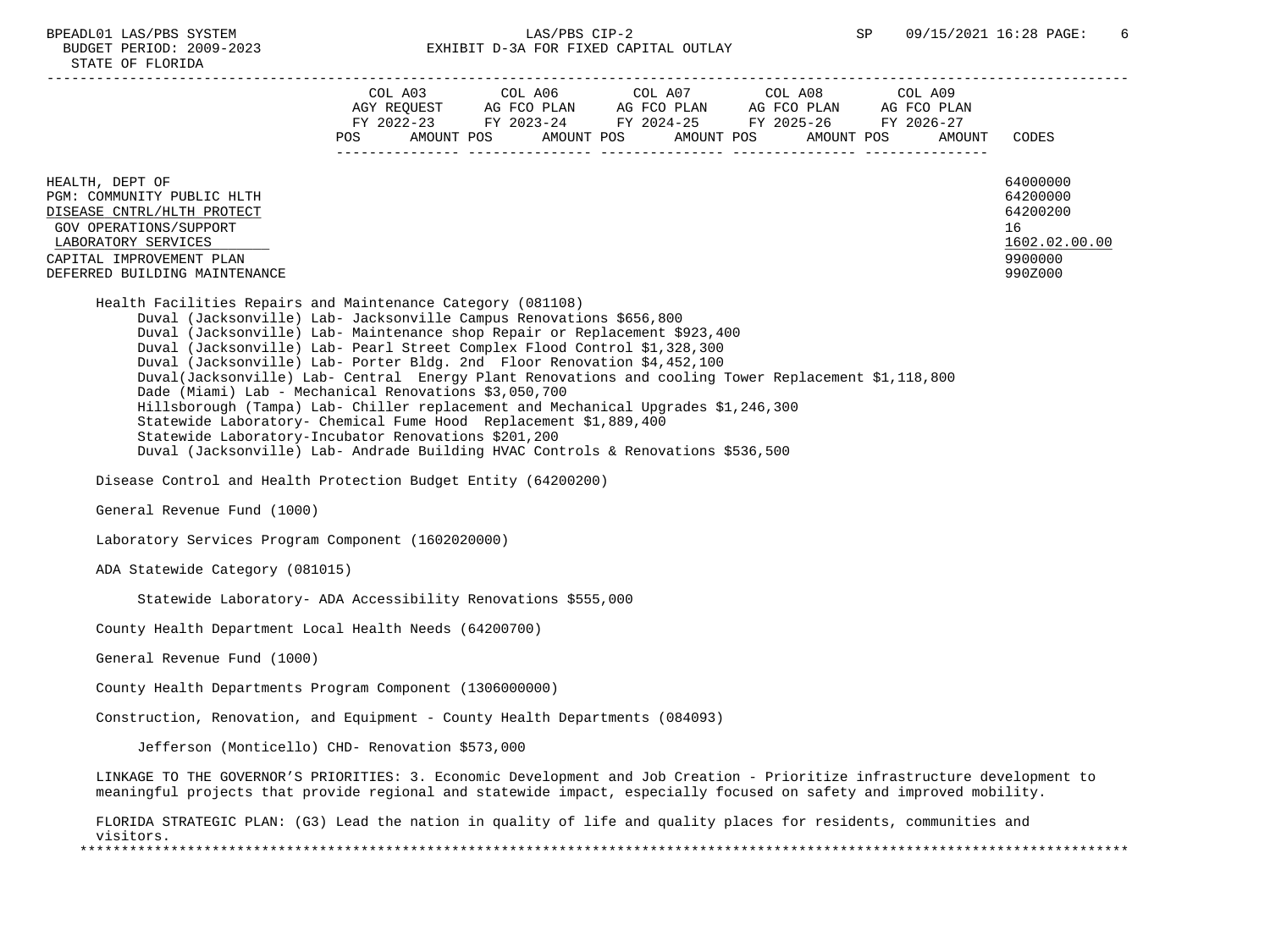| | COL A03 AGY REQUEST FY 2022-23 | | COL A06 AG FCO PLAN FY 2023-24 | | COL A07 AG FCO PLAN FY 2024-25 | | COL A08 AG FCO PLAN FY 2025-26 | | COL A09 AG FCO PLAN FY 2026-27 | | |
|---|---|---|---|---|---|---|---|---|---|---|---|
| | POS | AMOUNT | POS | AMOUNT | POS | AMOUNT | POS | AMOUNT | POS | AMOUNT | CODES |
| HEALTH, DEPT OF | | | | | | | | | | | 64000000 |
| PGM: COMMUNITY PUBLIC HLTH | | | | | | | | | | | 64200000 |
| DISEASE CNTRL/HLTH PROTECT | | | | | | | | | | | 64200200 |
| GOV OPERATIONS/SUPPORT | | | | | | | | | | | 16 |
| LABORATORY SERVICES | | | | | | | | | | | 1602.02.00.00 |
| CAPITAL IMPROVEMENT PLAN | | | | | | | | | | | 9900000 |
| DEFERRED BUILDING MAINTENANCE | | | | | | | | | | | 990Z000 |

Health Facilities Repairs and Maintenance Category (081108)

- Duval (Jacksonville) Lab- Jacksonville Campus Renovations $656,800
- Duval (Jacksonville) Lab- Maintenance shop Repair or Replacement $923,400
- Duval (Jacksonville) Lab- Pearl Street Complex Flood Control $1,328,300
- Duval (Jacksonville) Lab- Porter Bldg. 2nd Floor Renovation $4,452,100
- Duval(Jacksonville) Lab- Central Energy Plant Renovations and cooling Tower Replacement $1,118,800
- Dade (Miami) Lab - Mechanical Renovations $3,050,700
- Hillsborough (Tampa) Lab- Chiller replacement and Mechanical Upgrades $1,246,300
- Statewide Laboratory- Chemical Fume Hood Replacement $1,889,400
- Statewide Laboratory-Incubator Renovations $201,200
- Duval (Jacksonville) Lab- Andrade Building HVAC Controls & Renovations $536,500

Disease Control and Health Protection Budget Entity (64200200)

General Revenue Fund (1000)

Laboratory Services Program Component (1602020000)

ADA Statewide Category (081015)

- Statewide Laboratory- ADA Accessibility Renovations $555,000

County Health Department Local Health Needs (64200700)

General Revenue Fund (1000)

County Health Departments Program Component (1306000000)

Construction, Renovation, and Equipment - County Health Departments (084093)

- Jefferson (Monticello) CHD- Renovation $573,000

LINKAGE TO THE GOVERNOR'S PRIORITIES: 3. Economic Development and Job Creation - Prioritize infrastructure development to meaningful projects that provide regional and statewide impact, especially focused on safety and improved mobility.

FLORIDA STRATEGIC PLAN: (G3) Lead the nation in quality of life and quality places for residents, communities and visitors.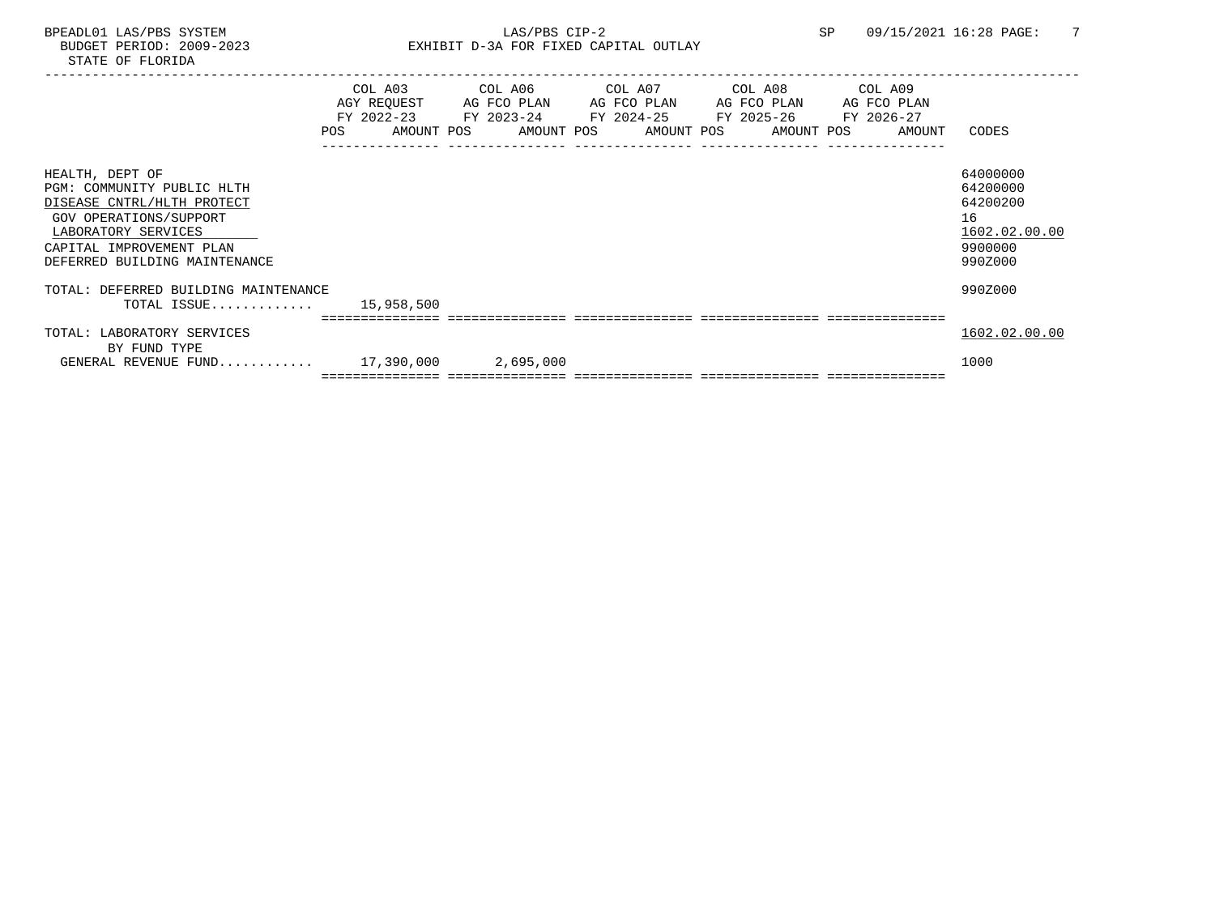BPEADL01 LAS/PBS SYSTEM — LAS/PBS CIP-2 — SP 09/15/2021 16:28

BUDGET PERIOD: 2009-2023 — EXHIBIT D-3A FOR FIXED CAPITAL OUTLAY

STATE OF FLORIDA

| | COL A03 AGY REQUEST FY 2022-23 POS AMOUNT | COL A06 AG FCO PLAN FY 2023-24 POS AMOUNT | COL A07 AG FCO PLAN FY 2024-25 POS AMOUNT | COL A08 AG FCO PLAN FY 2025-26 POS AMOUNT | COL A09 AG FCO PLAN FY 2026-27 POS AMOUNT | CODES |
|---|---|---|---|---|---|---|
| HEALTH, DEPT OF | | | | | | 64000000 |
| PGM: COMMUNITY PUBLIC HLTH | | | | | | 64200000 |
| DISEASE CNTRL/HLTH PROTECT | | | | | | 64200200 |
| GOV OPERATIONS/SUPPORT | | | | | | 16 |
| LABORATORY SERVICES | | | | | | 1602.02.00.00 |
| CAPITAL IMPROVEMENT PLAN | | | | | | 9900000 |
| DEFERRED BUILDING MAINTENANCE | | | | | | 990Z000 |
| TOTAL: DEFERRED BUILDING MAINTENANCE | | | | | | 990Z000 |
| TOTAL ISSUE............. | 15,958,500 | | | | | |
| TOTAL: LABORATORY SERVICES | | | | | | 1602.02.00.00 |
| BY FUND TYPE | | | | | | |
| GENERAL REVENUE FUND........... | 17,390,000 | 2,695,000 | | | | 1000 |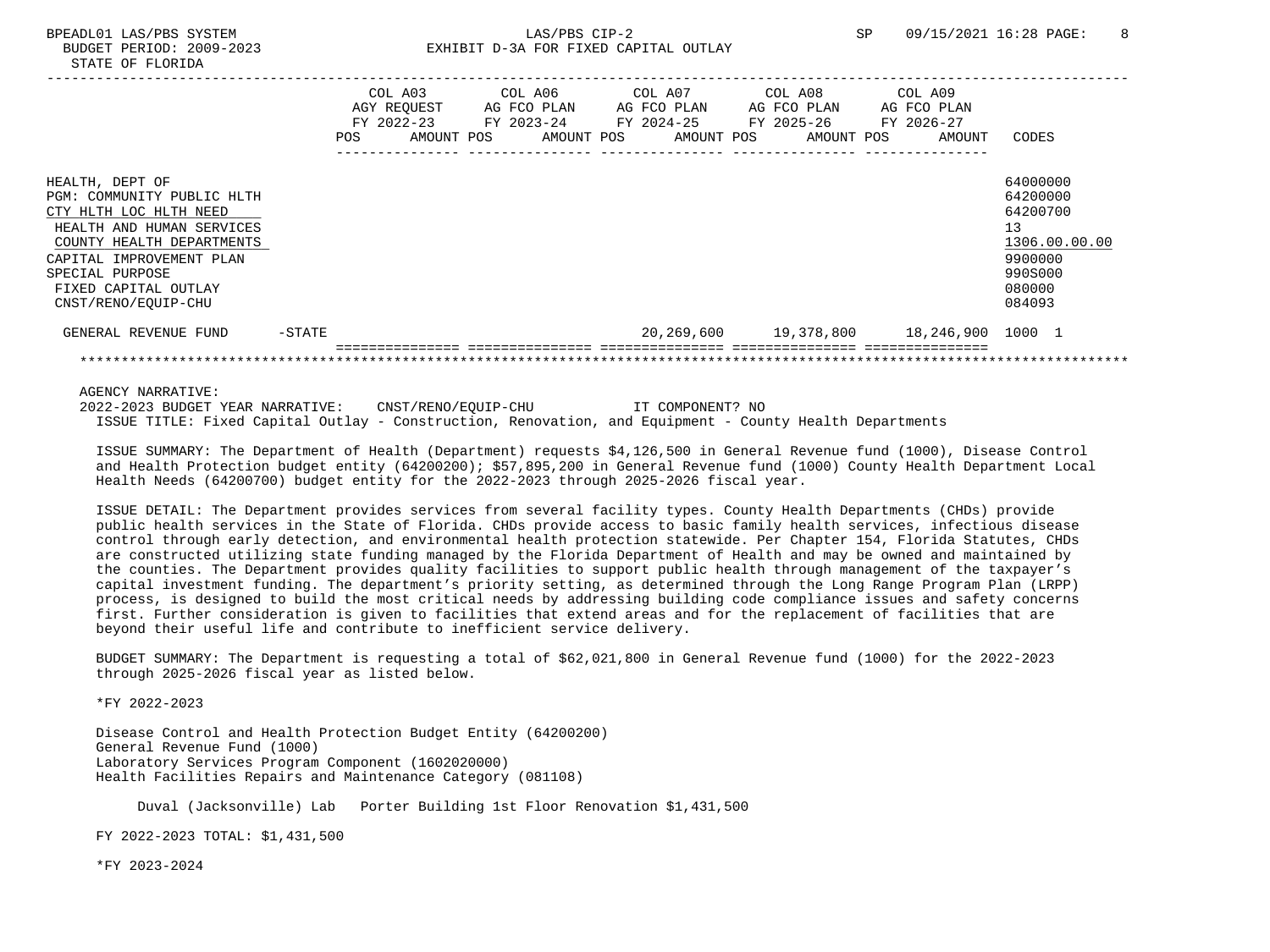BPEADL01 LAS/PBS SYSTEM
BUDGET PERIOD: 2009-2023
STATE OF FLORIDA

LAS/PBS CIP-2
EXHIBIT D-3A FOR FIXED CAPITAL OUTLAY

| | COL A03 AGY REQUEST FY 2022-23 POS | AMOUNT | COL A06 AG FCO PLAN FY 2023-24 POS | AMOUNT | COL A07 AG FCO PLAN FY 2024-25 POS | AMOUNT | COL A08 AG FCO PLAN FY 2025-26 POS | AMOUNT | COL A09 AG FCO PLAN FY 2026-27 POS | AMOUNT | CODES |
|---|---|---|---|---|---|---|---|---|---|---|---|
| HEALTH, DEPT OF | | | | | | | | | | | 64000000 |
| PGM: COMMUNITY PUBLIC HLTH | | | | | | | | | | | 64200000 |
| CTY HLTH LOC HLTH NEED | | | | | | | | | | | 64200700 |
| HEALTH AND HUMAN SERVICES | | | | | | | | | | | 13 |
| COUNTY HEALTH DEPARTMENTS | | | | | | | | | | | 1306.00.00.00 |
| CAPITAL IMPROVEMENT PLAN | | | | | | | | | | | 9900000 |
| SPECIAL PURPOSE | | | | | | | | | | | 990S000 |
| FIXED CAPITAL OUTLAY | | | | | | | | | | | 080000 |
| CNST/RENO/EQUIP-CHU | | | | | | | | | | | 084093 |
| GENERAL REVENUE FUND -STATE | | | | | | 20,269,600 | | 19,378,800 | | 18,246,900 | 1000 1 |

AGENCY NARRATIVE:
2022-2023 BUDGET YEAR NARRATIVE: CNST/RENO/EQUIP-CHU IT COMPONENT? NO
ISSUE TITLE: Fixed Capital Outlay - Construction, Renovation, and Equipment - County Health Departments

ISSUE SUMMARY: The Department of Health (Department) requests $4,126,500 in General Revenue fund (1000), Disease Control and Health Protection budget entity (64200200); $57,895,200 in General Revenue fund (1000) County Health Department Local Health Needs (64200700) budget entity for the 2022-2023 through 2025-2026 fiscal year.

ISSUE DETAIL: The Department provides services from several facility types. County Health Departments (CHDs) provide public health services in the State of Florida. CHDs provide access to basic family health services, infectious disease control through early detection, and environmental health protection statewide. Per Chapter 154, Florida Statutes, CHDs are constructed utilizing state funding managed by the Florida Department of Health and may be owned and maintained by the counties. The Department provides quality facilities to support public health through management of the taxpayer's capital investment funding. The department's priority setting, as determined through the Long Range Program Plan (LRPP) process, is designed to build the most critical needs by addressing building code compliance issues and safety concerns first. Further consideration is given to facilities that extend areas and for the replacement of facilities that are beyond their useful life and contribute to inefficient service delivery.

BUDGET SUMMARY: The Department is requesting a total of $62,021,800 in General Revenue fund (1000) for the 2022-2023 through 2025-2026 fiscal year as listed below.

*FY 2022-2023

Disease Control and Health Protection Budget Entity (64200200)
General Revenue Fund (1000)
Laboratory Services Program Component (1602020000)
Health Facilities Repairs and Maintenance Category (081108)

Duval (Jacksonville) Lab Porter Building 1st Floor Renovation $1,431,500

FY 2022-2023 TOTAL: $1,431,500

*FY 2023-2024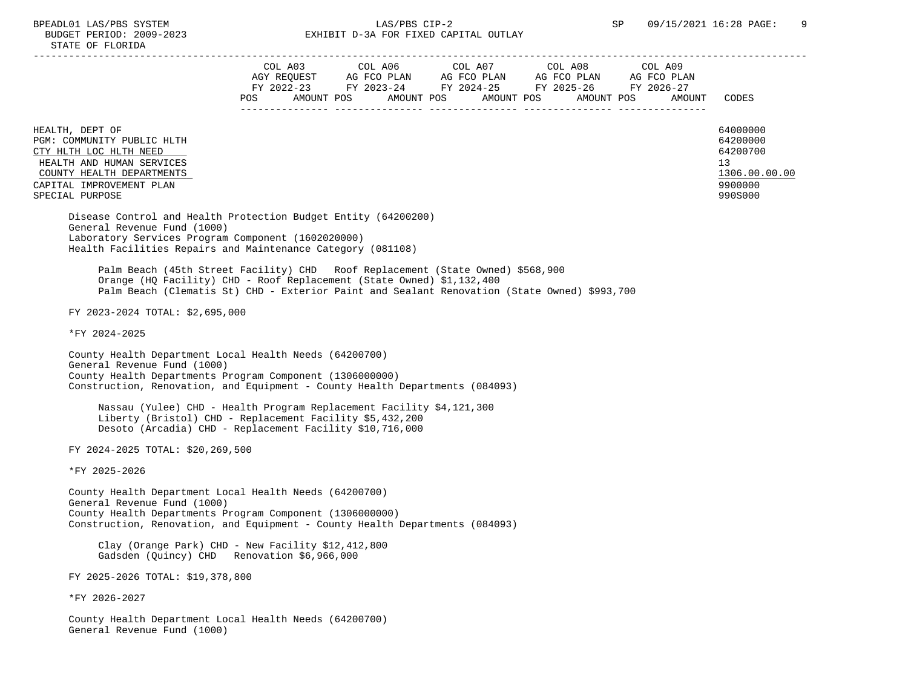| | COL A03 AGY REQUEST FY 2022-23 POS AMOUNT | COL A06 AG FCO PLAN FY 2023-24 POS AMOUNT | COL A07 AG FCO PLAN FY 2024-25 POS AMOUNT | COL A08 AG FCO PLAN FY 2025-26 POS AMOUNT | COL A09 AG FCO PLAN FY 2026-27 POS AMOUNT | CODES |
|---|---|---|---|---|---|---|
| HEALTH, DEPT OF | | | | | | 64000000 |
| PGM: COMMUNITY PUBLIC HLTH | | | | | | 64200000 |
| CTY HLTH LOC HLTH NEED | | | | | | 64200700 |
| HEALTH AND HUMAN SERVICES | | | | | | 13 |
| COUNTY HEALTH DEPARTMENTS | | | | | | 1306.00.00.00 |
| CAPITAL IMPROVEMENT PLAN | | | | | | 9900000 |
| SPECIAL PURPOSE | | | | | | 990S000 |

Disease Control and Health Protection Budget Entity (64200200)
General Revenue Fund (1000)
Laboratory Services Program Component (1602020000)
Health Facilities Repairs and Maintenance Category (081108)

Palm Beach (45th Street Facility) CHD   Roof Replacement (State Owned) $568,900
Orange (HQ Facility) CHD - Roof Replacement (State Owned) $1,132,400
Palm Beach (Clematis St) CHD - Exterior Paint and Sealant Renovation (State Owned) $993,700

FY 2023-2024 TOTAL: $2,695,000

*FY 2024-2025

County Health Department Local Health Needs (64200700)
General Revenue Fund (1000)
County Health Departments Program Component (1306000000)
Construction, Renovation, and Equipment - County Health Departments (084093)

Nassau (Yulee) CHD - Health Program Replacement Facility $4,121,300
Liberty (Bristol) CHD - Replacement Facility $5,432,200
Desoto (Arcadia) CHD - Replacement Facility $10,716,000

FY 2024-2025 TOTAL: $20,269,500

*FY 2025-2026

County Health Department Local Health Needs (64200700)
General Revenue Fund (1000)
County Health Departments Program Component (1306000000)
Construction, Renovation, and Equipment - County Health Departments (084093)

Clay (Orange Park) CHD - New Facility $12,412,800
Gadsden (Quincy) CHD   Renovation $6,966,000

FY 2025-2026 TOTAL: $19,378,800

*FY 2026-2027

County Health Department Local Health Needs (64200700)
General Revenue Fund (1000)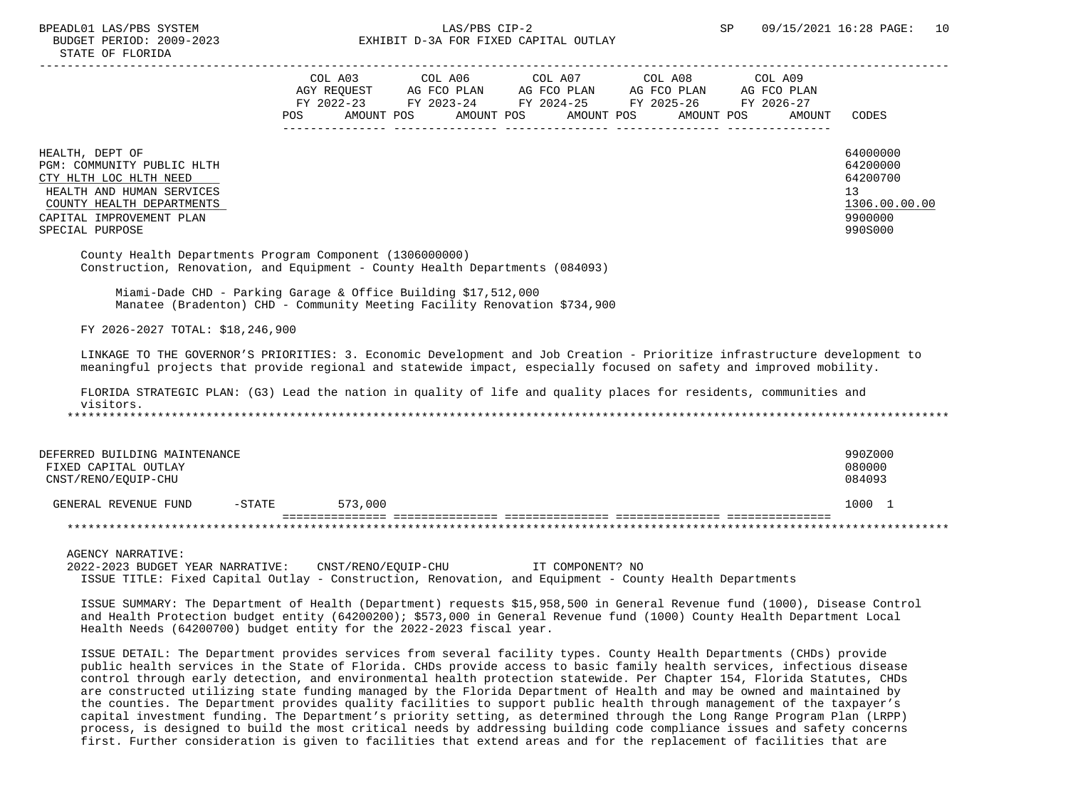BPEADL01 LAS/PBS SYSTEM — LAS/PBS CIP-2 — SP 09/15/2021 16:28

BUDGET PERIOD: 2009-2023 — EXHIBIT D-3A FOR FIXED CAPITAL OUTLAY

STATE OF FLORIDA

| | COL A03 AGY REQUEST FY 2022-23 POS AMOUNT | COL A06 AG FCO PLAN FY 2023-24 POS AMOUNT | COL A07 AG FCO PLAN FY 2024-25 POS AMOUNT | COL A08 AG FCO PLAN FY 2025-26 POS AMOUNT | COL A09 AG FCO PLAN FY 2026-27 POS AMOUNT | CODES |
|---|---|---|---|---|---|---|
| HEALTH, DEPT OF | | | | | | 64000000 |
| PGM: COMMUNITY PUBLIC HLTH | | | | | | 64200000 |
| CTY HLTH LOC HLTH NEED | | | | | | 64200700 |
| HEALTH AND HUMAN SERVICES | | | | | | 13 |
| COUNTY HEALTH DEPARTMENTS | | | | | | 1306.00.00.00 |
| CAPITAL IMPROVEMENT PLAN | | | | | | 9900000 |
| SPECIAL PURPOSE | | | | | | 990S000 |

County Health Departments Program Component (1306000000)
Construction, Renovation, and Equipment - County Health Departments (084093)

Miami-Dade CHD - Parking Garage & Office Building $17,512,000
Manatee (Bradenton) CHD - Community Meeting Facility Renovation $734,900

FY 2026-2027 TOTAL: $18,246,900

LINKAGE TO THE GOVERNOR'S PRIORITIES: 3. Economic Development and Job Creation - Prioritize infrastructure development to meaningful projects that provide regional and statewide impact, especially focused on safety and improved mobility.

FLORIDA STRATEGIC PLAN: (G3) Lead the nation in quality of life and quality places for residents, communities and visitors.

*****************************************************************************************************************************

| | COL A03 | COL A06 | COL A07 | COL A08 | COL A09 | CODES |
|---|---|---|---|---|---|---|
| DEFERRED BUILDING MAINTENANCE | | | | | | 990Z000 |
| FIXED CAPITAL OUTLAY | | | | | | 080000 |
| CNST/RENO/EQUIP-CHU | | | | | | 084093 |
| GENERAL REVENUE FUND -STATE | 573,000 | | | | | 1000 1 |

*****************************************************************************************************************************

AGENCY NARRATIVE:

2022-2023 BUDGET YEAR NARRATIVE: CNST/RENO/EQUIP-CHU IT COMPONENT? NO

ISSUE TITLE: Fixed Capital Outlay - Construction, Renovation, and Equipment - County Health Departments

ISSUE SUMMARY: The Department of Health (Department) requests $15,958,500 in General Revenue fund (1000), Disease Control and Health Protection budget entity (64200200); $573,000 in General Revenue fund (1000) County Health Department Local Health Needs (64200700) budget entity for the 2022-2023 fiscal year.

ISSUE DETAIL: The Department provides services from several facility types. County Health Departments (CHDs) provide public health services in the State of Florida. CHDs provide access to basic family health services, infectious disease control through early detection, and environmental health protection statewide. Per Chapter 154, Florida Statutes, CHDs are constructed utilizing state funding managed by the Florida Department of Health and may be owned and maintained by the counties. The Department provides quality facilities to support public health through management of the taxpayer's capital investment funding. The Department's priority setting, as determined through the Long Range Program Plan (LRPP) process, is designed to build the most critical needs by addressing building code compliance issues and safety concerns first. Further consideration is given to facilities that extend areas and for the replacement of facilities that are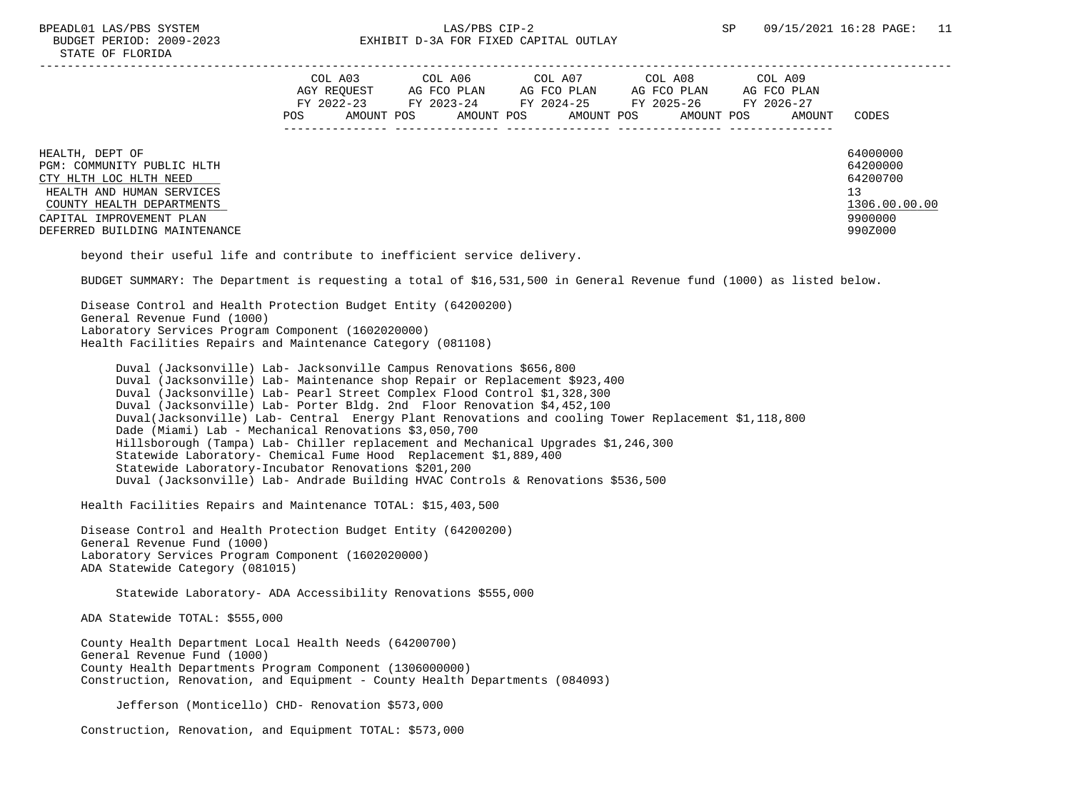| | COL A03 AGY REQUEST FY 2022-23 | | COL A06 AG FCO PLAN FY 2023-24 | | COL A07 AG FCO PLAN FY 2024-25 | | COL A08 AG FCO PLAN FY 2025-26 | | COL A09 AG FCO PLAN FY 2026-27 | | |
|---|---|---|---|---|---|---|---|---|---|---|---|
| | POS | AMOUNT | POS | AMOUNT | POS | AMOUNT | POS | AMOUNT | POS | AMOUNT | CODES |
| HEALTH, DEPT OF | | | | | | | | | | | 64000000 |
| PGM: COMMUNITY PUBLIC HLTH | | | | | | | | | | | 64200000 |
| CTY HLTH LOC HLTH NEED | | | | | | | | | | | 64200700 |
| HEALTH AND HUMAN SERVICES | | | | | | | | | | | 13 |
| COUNTY HEALTH DEPARTMENTS | | | | | | | | | | | 1306.00.00.00 |
| CAPITAL IMPROVEMENT PLAN | | | | | | | | | | | 9900000 |
| DEFERRED BUILDING MAINTENANCE | | | | | | | | | | | 990Z000 |

beyond their useful life and contribute to inefficient service delivery.

BUDGET SUMMARY: The Department is requesting a total of $16,531,500 in General Revenue fund (1000) as listed below.

Disease Control and Health Protection Budget Entity (64200200)
General Revenue Fund (1000)
Laboratory Services Program Component (1602020000)
Health Facilities Repairs and Maintenance Category (081108)

- Duval (Jacksonville) Lab- Jacksonville Campus Renovations $656,800
- Duval (Jacksonville) Lab- Maintenance shop Repair or Replacement $923,400
- Duval (Jacksonville) Lab- Pearl Street Complex Flood Control $1,328,300
- Duval (Jacksonville) Lab- Porter Bldg. 2nd Floor Renovation $4,452,100
- Duval(Jacksonville) Lab- Central Energy Plant Renovations and cooling Tower Replacement $1,118,800
- Dade (Miami) Lab - Mechanical Renovations $3,050,700
- Hillsborough (Tampa) Lab- Chiller replacement and Mechanical Upgrades $1,246,300
- Statewide Laboratory- Chemical Fume Hood Replacement $1,889,400
- Statewide Laboratory-Incubator Renovations $201,200
- Duval (Jacksonville) Lab- Andrade Building HVAC Controls & Renovations $536,500

Health Facilities Repairs and Maintenance TOTAL: $15,403,500

Disease Control and Health Protection Budget Entity (64200200)
General Revenue Fund (1000)
Laboratory Services Program Component (1602020000)
ADA Statewide Category (081015)

- Statewide Laboratory- ADA Accessibility Renovations $555,000

ADA Statewide TOTAL: $555,000

County Health Department Local Health Needs (64200700)
General Revenue Fund (1000)
County Health Departments Program Component (1306000000)
Construction, Renovation, and Equipment - County Health Departments (084093)

- Jefferson (Monticello) CHD- Renovation $573,000

Construction, Renovation, and Equipment TOTAL: $573,000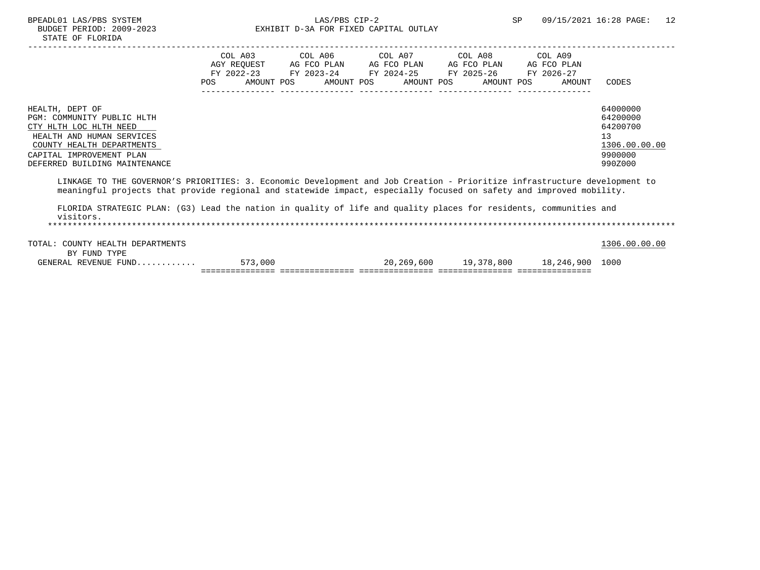BPEADL01 LAS/PBS SYSTEM LAS/PBS CIP-2 SP 09/15/2021 16:28
BUDGET PERIOD: 2009-2023 EXHIBIT D-3A FOR FIXED CAPITAL OUTLAY
STATE OF FLORIDA

| | COL A03 AGY REQUEST FY 2022-23 POS AMOUNT | COL A06 AG FCO PLAN FY 2023-24 POS AMOUNT | COL A07 AG FCO PLAN FY 2024-25 POS AMOUNT | COL A08 AG FCO PLAN FY 2025-26 POS AMOUNT | COL A09 AG FCO PLAN FY 2026-27 POS AMOUNT | CODES |
|---|---|---|---|---|---|---|
| HEALTH, DEPT OF | | | | | | 64000000 |
| PGM: COMMUNITY PUBLIC HLTH | | | | | | 64200000 |
| CTY HLTH LOC HLTH NEED | | | | | | 64200700 |
| HEALTH AND HUMAN SERVICES | | | | | | 13 |
| COUNTY HEALTH DEPARTMENTS | | | | | | 1306.00.00.00 |
| CAPITAL IMPROVEMENT PLAN | | | | | | 9900000 |
| DEFERRED BUILDING MAINTENANCE | | | | | | 990Z000 |

LINKAGE TO THE GOVERNOR'S PRIORITIES: 3. Economic Development and Job Creation - Prioritize infrastructure development to meaningful projects that provide regional and statewide impact, especially focused on safety and improved mobility.

FLORIDA STRATEGIC PLAN: (G3) Lead the nation in quality of life and quality places for residents, communities and visitors.

*******************************************************************************************************************************

| | COL A03 | COL A06 | COL A07 | COL A08 | COL A09 | CODES |
|---|---|---|---|---|---|---|
| TOTAL: COUNTY HEALTH DEPARTMENTS | | | | | | 1306.00.00.00 |
| BY FUND TYPE | | | | | | |
| GENERAL REVENUE FUND........... | 573,000 | | 20,269,600 | 19,378,800 | 18,246,900 | 1000 |